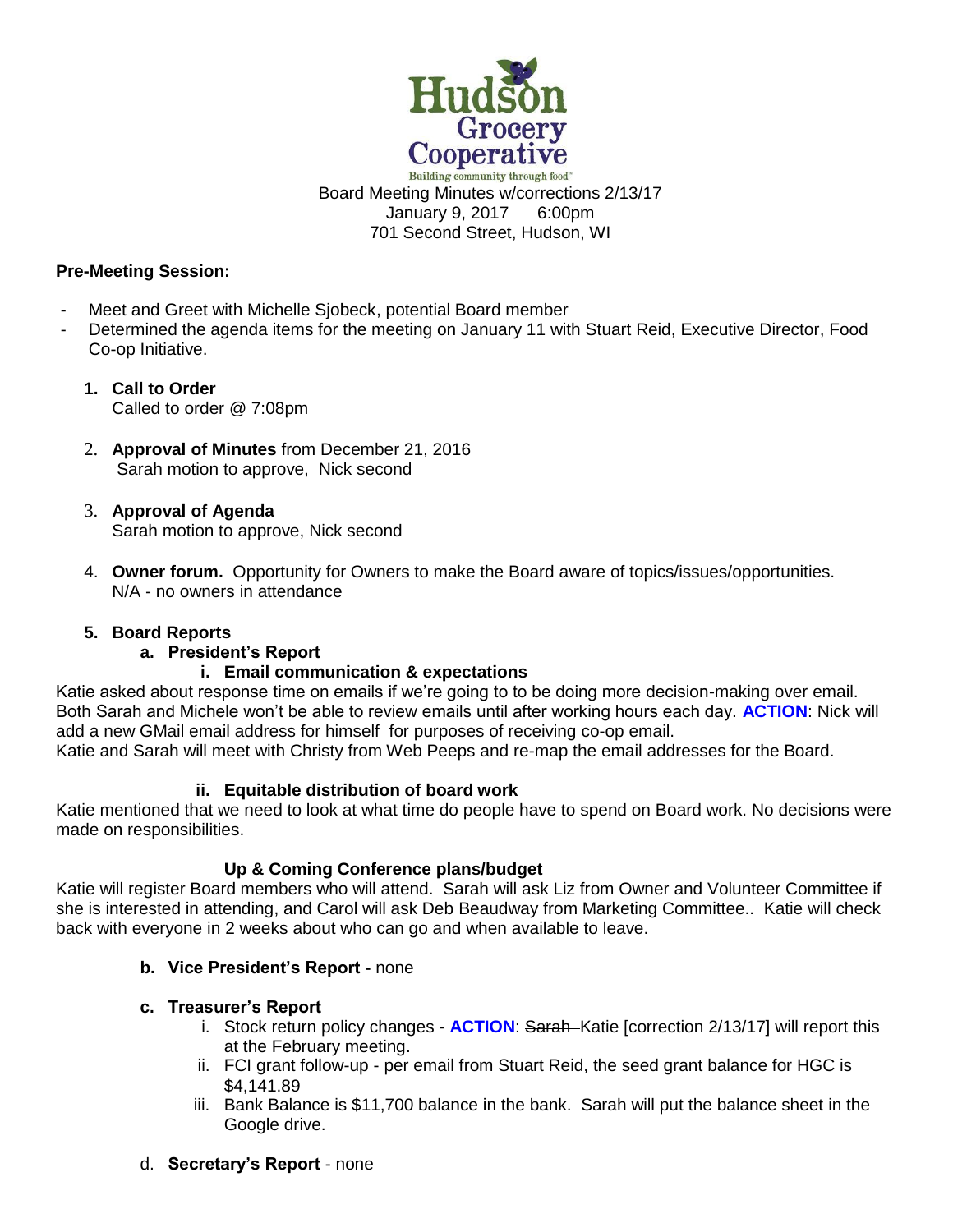Hudson Grocery Cooperative

Building community through food™

Board Meeting Minutes w/corrections 2/13/17
January 9, 2017 6:00pm
701 Second Street, Hudson, WI

**Pre-Meeting Session:**

- Meet and Greet with Michelle Sjobeck, potential Board member
- Determined the agenda items for the meeting on January 11 with Stuart Reid, Executive Director, Food Co-op Initiative.

1. **Call to Order**
   Called to order @ 7:08pm

2. **Approval of Minutes** from December 21, 2016
   Sarah motion to approve, Nick second

3. **Approval of Agenda**
   Sarah motion to approve, Nick second

4. **Owner forum.** Opportunity for Owners to make the Board aware of topics/issues/opportunities.
   N/A - no owners in attendance

5. **Board Reports**
   a. **President's Report**
      i. **Email communication & expectations**

Katie asked about response time on emails if we're going to to be doing more decision-making over email. Both Sarah and Michele won't be able to review emails until after working hours each day. **ACTION**: Nick will add a new GMail email address for himself for purposes of receiving co-op email.
Katie and Sarah will meet with Christy from Web Peeps and re-map the email addresses for the Board.

ii. **Equitable distribution of board work**

Katie mentioned that we need to look at what time do people have to spend on Board work. No decisions were made on responsibilities.

**Up & Coming Conference plans/budget**

Katie will register Board members who will attend. Sarah will ask Liz from Owner and Volunteer Committee if she is interested in attending, and Carol will ask Deb Beaudway from Marketing Committee.. Katie will check back with everyone in 2 weeks about who can go and when available to leave.

b. **Vice President's Report -** none

c. **Treasurer's Report**
   i. Stock return policy changes - **ACTION**: ~~Sarah~~ Katie [correction 2/13/17] will report this at the February meeting.
   ii. FCI grant follow-up - per email from Stuart Reid, the seed grant balance for HGC is $4,141.89
   iii. Bank Balance is $11,700 balance in the bank. Sarah will put the balance sheet in the Google drive.

d. **Secretary's Report** - none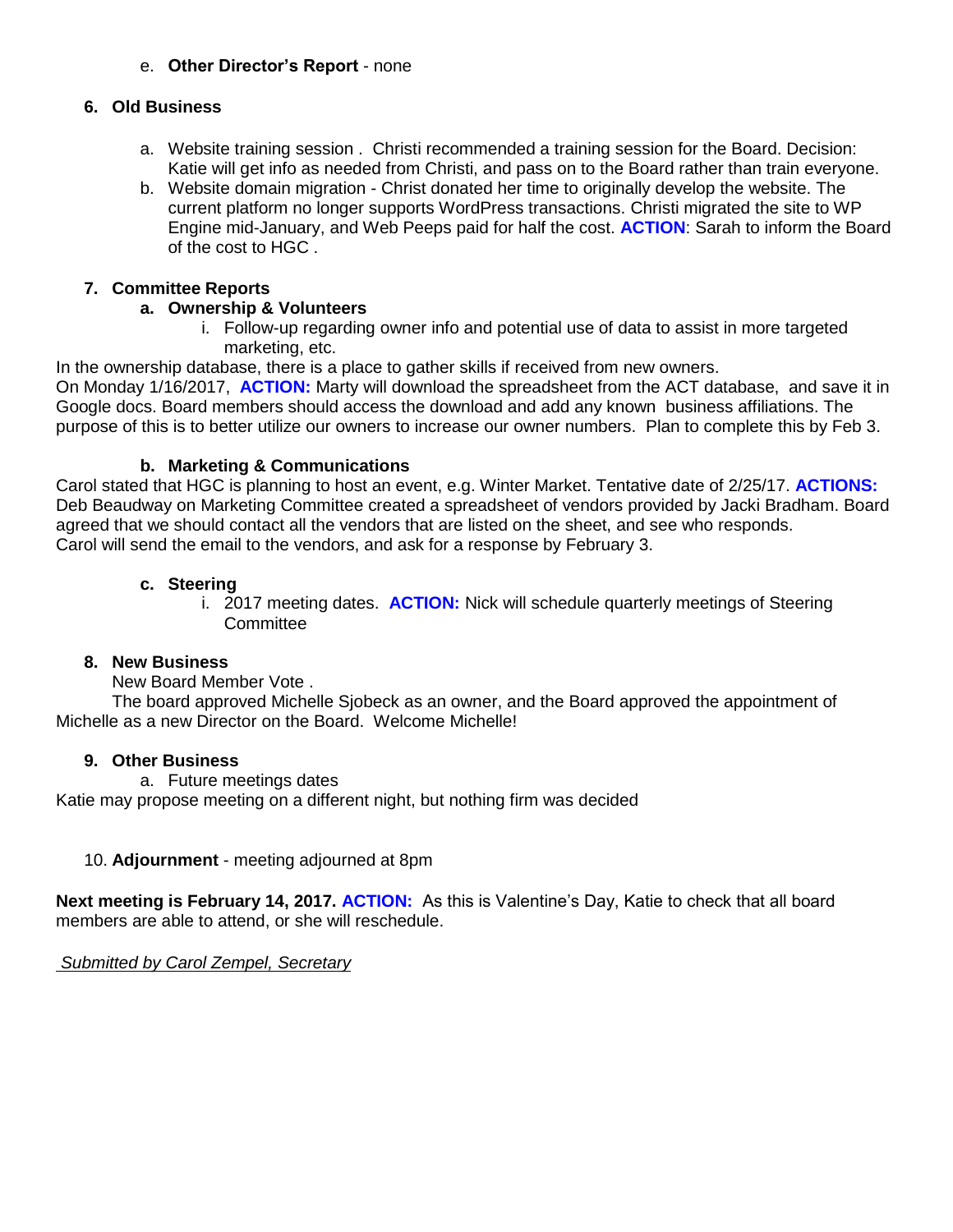e. **Other Director's Report** - none

**6. Old Business**

a. Website training session . Christi recommended a training session for the Board. Decision: Katie will get info as needed from Christi, and pass on to the Board rather than train everyone.

b. Website domain migration - Christ donated her time to originally develop the website. The current platform no longer supports WordPress transactions. Christi migrated the site to WP Engine mid-January, and Web Peeps paid for half the cost. **ACTION**: Sarah to inform the Board of the cost to HGC .

**7. Committee Reports**

**a. Ownership & Volunteers**

i. Follow-up regarding owner info and potential use of data to assist in more targeted marketing, etc.

In the ownership database, there is a place to gather skills if received from new owners.
On Monday 1/16/2017, **ACTION:** Marty will download the spreadsheet from the ACT database, and save it in Google docs. Board members should access the download and add any known business affiliations. The purpose of this is to better utilize our owners to increase our owner numbers. Plan to complete this by Feb 3.

**b. Marketing & Communications**

Carol stated that HGC is planning to host an event, e.g. Winter Market. Tentative date of 2/25/17. **ACTIONS:** Deb Beaudway on Marketing Committee created a spreadsheet of vendors provided by Jacki Bradham. Board agreed that we should contact all the vendors that are listed on the sheet, and see who responds.
Carol will send the email to the vendors, and ask for a response by February 3.

**c. Steering**

i. 2017 meeting dates. **ACTION:** Nick will schedule quarterly meetings of Steering Committee

**8. New Business**

New Board Member Vote .

The board approved Michelle Sjobeck as an owner, and the Board approved the appointment of Michelle as a new Director on the Board. Welcome Michelle!

**9. Other Business**

a. Future meetings dates

Katie may propose meeting on a different night, but nothing firm was decided

10. **Adjournment** - meeting adjourned at 8pm

**Next meeting is February 14, 2017. ACTION:** As this is Valentine's Day, Katie to check that all board members are able to attend, or she will reschedule.

*Submitted by Carol Zempel, Secretary*